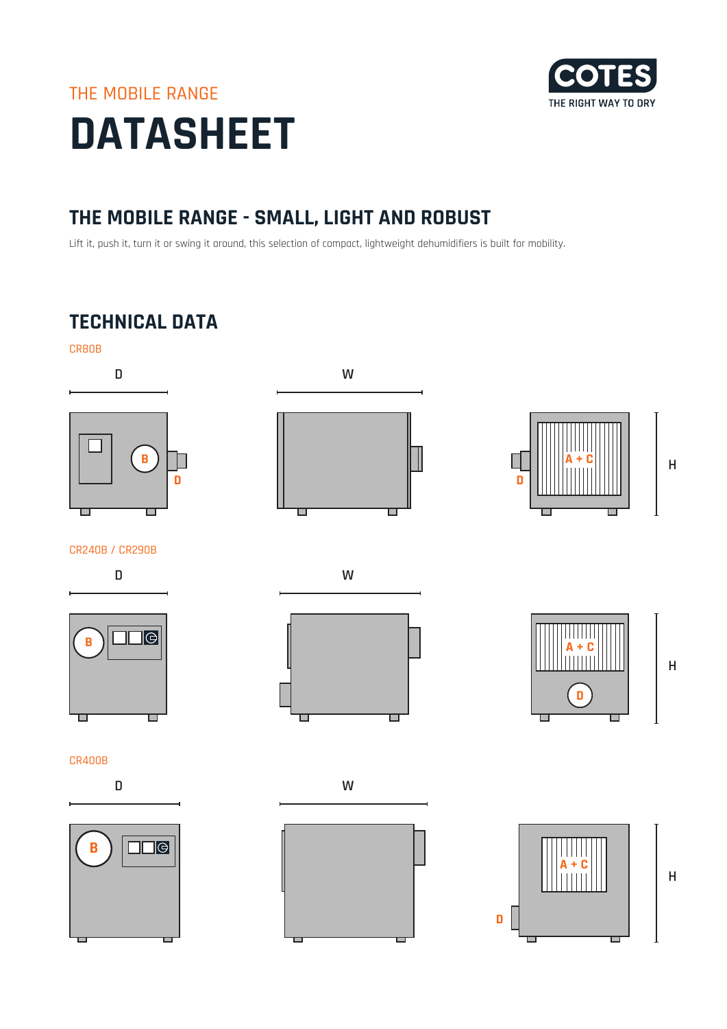THE MOBILE RANGE

# DATASHEET

## THE MOBILE RANGE - SMALL, LIGHT AND ROBUST

Lift it, push it, turn it or swing it around, this selection of compact, lightweight dehumidifiers is built for mobility.

## TECHNICAL DATA

CR80B

D W H

B D A + C D

CR240B / CR290B

D W H

B A + C D

CR400B

D W H

B A + C D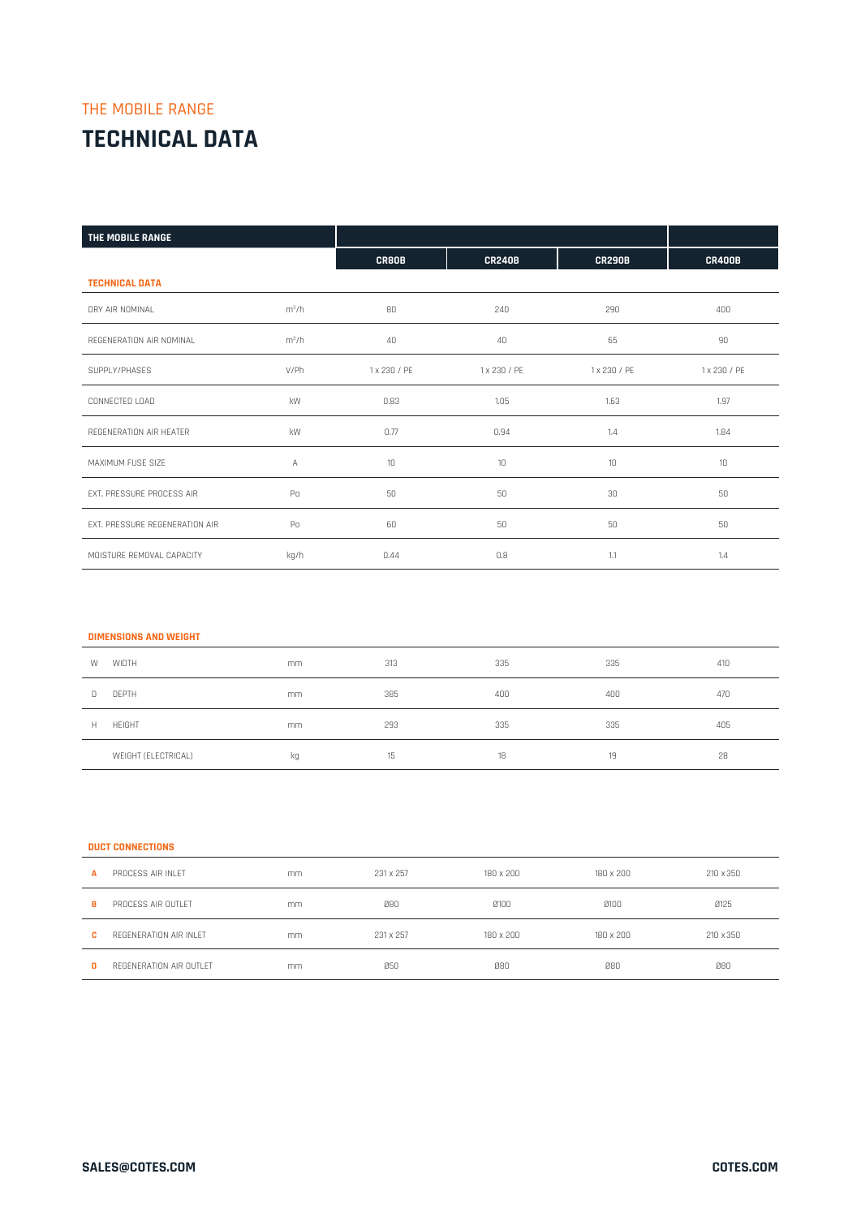THE MOBILE RANGE

# TECHNICAL DATA

| THE MOBILE RANGE | | CR80B | CR240B | CR290B | CR400B |
|---|---|---|---|---|---|
| **TECHNICAL DATA** | | | | | |
| DRY AIR NOMINAL | $m^3/h$ | 80 | 240 | 290 | 400 |
| REGENERATION AIR NOMINAL | $m^3/h$ | 40 | 40 | 65 | 90 |
| SUPPLY/PHASES | V/Ph | 1 x 230 / PE | 1 x 230 / PE | 1 x 230 / PE | 1 x 230 / PE |
| CONNECTED LOAD | kW | 0.83 | 1.05 | 1.63 | 1.97 |
| REGENERATION AIR HEATER | kW | 0.77 | 0.94 | 1.4 | 1.84 |
| MAXIMUM FUSE SIZE | A | 10 | 10 | 10 | 10 |
| EXT. PRESSURE PROCESS AIR | Pa | 50 | 50 | 30 | 50 |
| EXT. PRESSURE REGENERATION AIR | Pa | 60 | 50 | 50 | 50 |
| MOISTURE REMOVAL CAPACITY | kg/h | 0.44 | 0.8 | 1.1 | 1.4 |

**DIMENSIONS AND WEIGHT**

| | | | CR80B | CR240B | CR290B | CR400B |
|---|---|---|---|---|---|---|
| W | WIDTH | mm | 313 | 335 | 335 | 410 |
| D | DEPTH | mm | 385 | 400 | 400 | 470 |
| H | HEIGHT | mm | 293 | 335 | 335 | 405 |
| | WEIGHT (ELECTRICAL) | kg | 15 | 18 | 19 | 28 |

**DUCT CONNECTIONS**

| | | | CR80B | CR240B | CR290B | CR400B |
|---|---|---|---|---|---|---|
| **A** | PROCESS AIR INLET | mm | 231 x 257 | 180 x 200 | 180 x 200 | 210 x 350 |
| **B** | PROCESS AIR OUTLET | mm | Ø80 | Ø100 | Ø100 | Ø125 |
| **C** | REGENERATION AIR INLET | mm | 231 x 257 | 180 x 200 | 180 x 200 | 210 x 350 |
| **D** | REGENERATION AIR OUTLET | mm | Ø50 | Ø80 | Ø80 | Ø80 |

**SALES@COTES.COM** **COTES.COM**